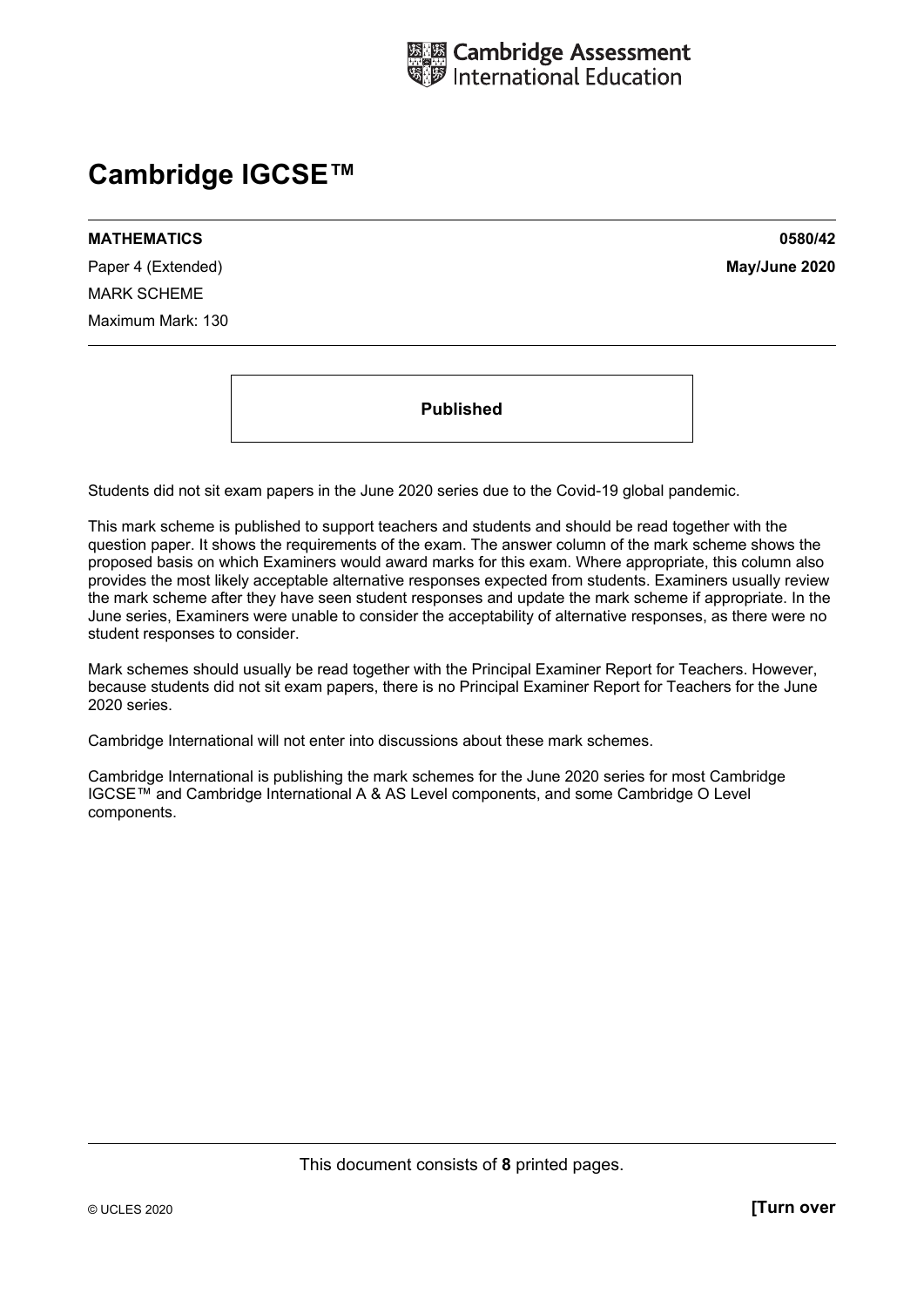Cambridge Assessment International Education

# Cambridge IGCSE™

**MATHEMATICS** **0580/42**

Paper 4 (Extended) **May/June 2020**

MARK SCHEME

Maximum Mark: 130

**Published**

Students did not sit exam papers in the June 2020 series due to the Covid-19 global pandemic.

This mark scheme is published to support teachers and students and should be read together with the question paper. It shows the requirements of the exam. The answer column of the mark scheme shows the proposed basis on which Examiners would award marks for this exam. Where appropriate, this column also provides the most likely acceptable alternative responses expected from students. Examiners usually review the mark scheme after they have seen student responses and update the mark scheme if appropriate. In the June series, Examiners were unable to consider the acceptability of alternative responses, as there were no student responses to consider.

Mark schemes should usually be read together with the Principal Examiner Report for Teachers. However, because students did not sit exam papers, there is no Principal Examiner Report for Teachers for the June 2020 series.

Cambridge International will not enter into discussions about these mark schemes.

Cambridge International is publishing the mark schemes for the June 2020 series for most Cambridge IGCSE™ and Cambridge International A & AS Level components, and some Cambridge O Level components.

This document consists of **8** printed pages.

© UCLES 2020 **[Turn over**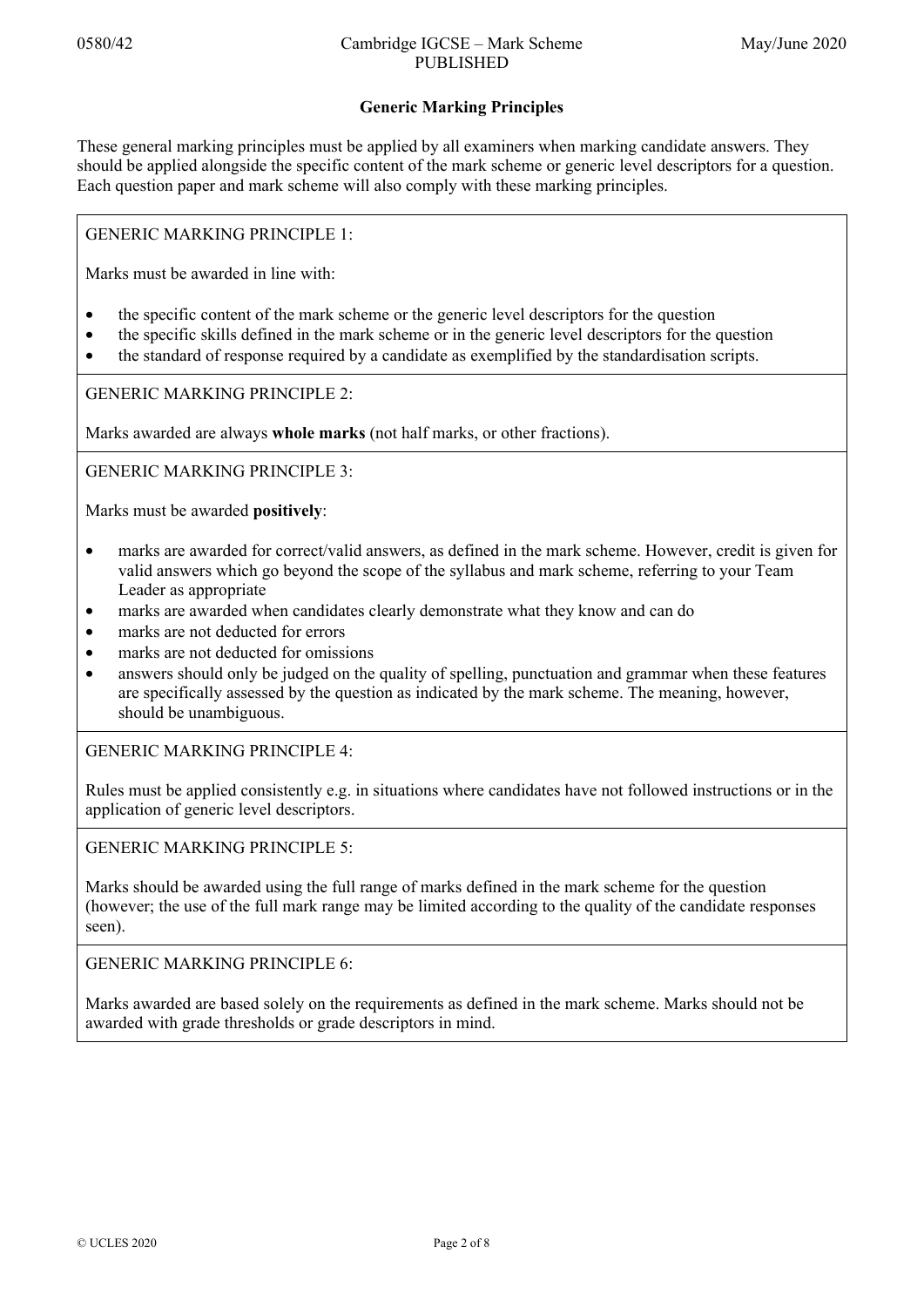## Generic Marking Principles

These general marking principles must be applied by all examiners when marking candidate answers. They should be applied alongside the specific content of the mark scheme or generic level descriptors for a question. Each question paper and mark scheme will also comply with these marking principles.

GENERIC MARKING PRINCIPLE 1:

Marks must be awarded in line with:

- the specific content of the mark scheme or the generic level descriptors for the question
- the specific skills defined in the mark scheme or in the generic level descriptors for the question
- the standard of response required by a candidate as exemplified by the standardisation scripts.

GENERIC MARKING PRINCIPLE 2:

Marks awarded are always **whole marks** (not half marks, or other fractions).

GENERIC MARKING PRINCIPLE 3:

Marks must be awarded **positively**:

- marks are awarded for correct/valid answers, as defined in the mark scheme. However, credit is given for valid answers which go beyond the scope of the syllabus and mark scheme, referring to your Team Leader as appropriate
- marks are awarded when candidates clearly demonstrate what they know and can do
- marks are not deducted for errors
- marks are not deducted for omissions
- answers should only be judged on the quality of spelling, punctuation and grammar when these features are specifically assessed by the question as indicated by the mark scheme. The meaning, however, should be unambiguous.

GENERIC MARKING PRINCIPLE 4:

Rules must be applied consistently e.g. in situations where candidates have not followed instructions or in the application of generic level descriptors.

GENERIC MARKING PRINCIPLE 5:

Marks should be awarded using the full range of marks defined in the mark scheme for the question (however; the use of the full mark range may be limited according to the quality of the candidate responses seen).

GENERIC MARKING PRINCIPLE 6:

Marks awarded are based solely on the requirements as defined in the mark scheme. Marks should not be awarded with grade thresholds or grade descriptors in mind.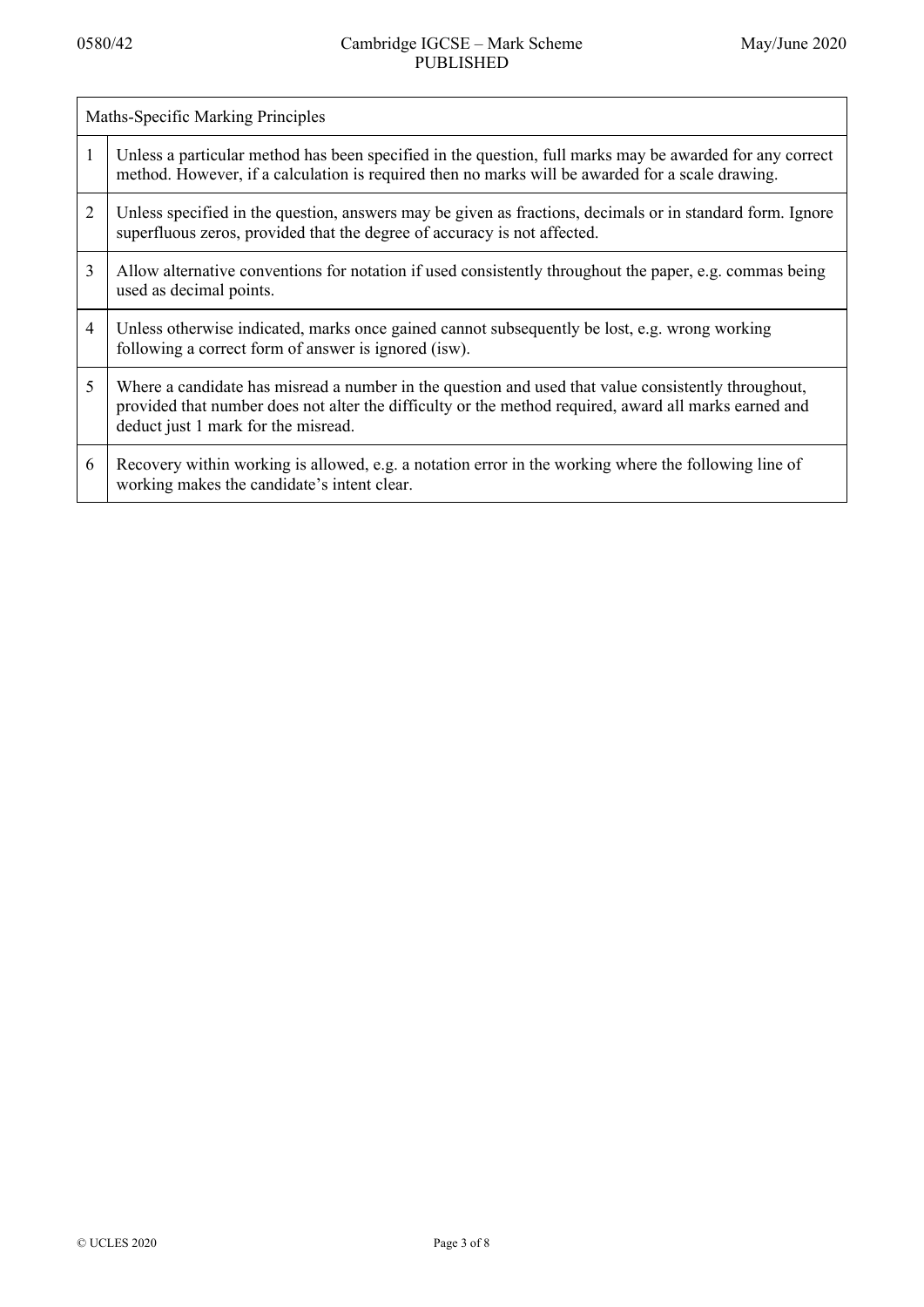| Maths-Specific Marking Principles | |
|---|---|
| 1 | Unless a particular method has been specified in the question, full marks may be awarded for any correct method. However, if a calculation is required then no marks will be awarded for a scale drawing. |
| 2 | Unless specified in the question, answers may be given as fractions, decimals or in standard form. Ignore superfluous zeros, provided that the degree of accuracy is not affected. |
| 3 | Allow alternative conventions for notation if used consistently throughout the paper, e.g. commas being used as decimal points. |
| 4 | Unless otherwise indicated, marks once gained cannot subsequently be lost, e.g. wrong working following a correct form of answer is ignored (isw). |
| 5 | Where a candidate has misread a number in the question and used that value consistently throughout, provided that number does not alter the difficulty or the method required, award all marks earned and deduct just 1 mark for the misread. |
| 6 | Recovery within working is allowed, e.g. a notation error in the working where the following line of working makes the candidate's intent clear. |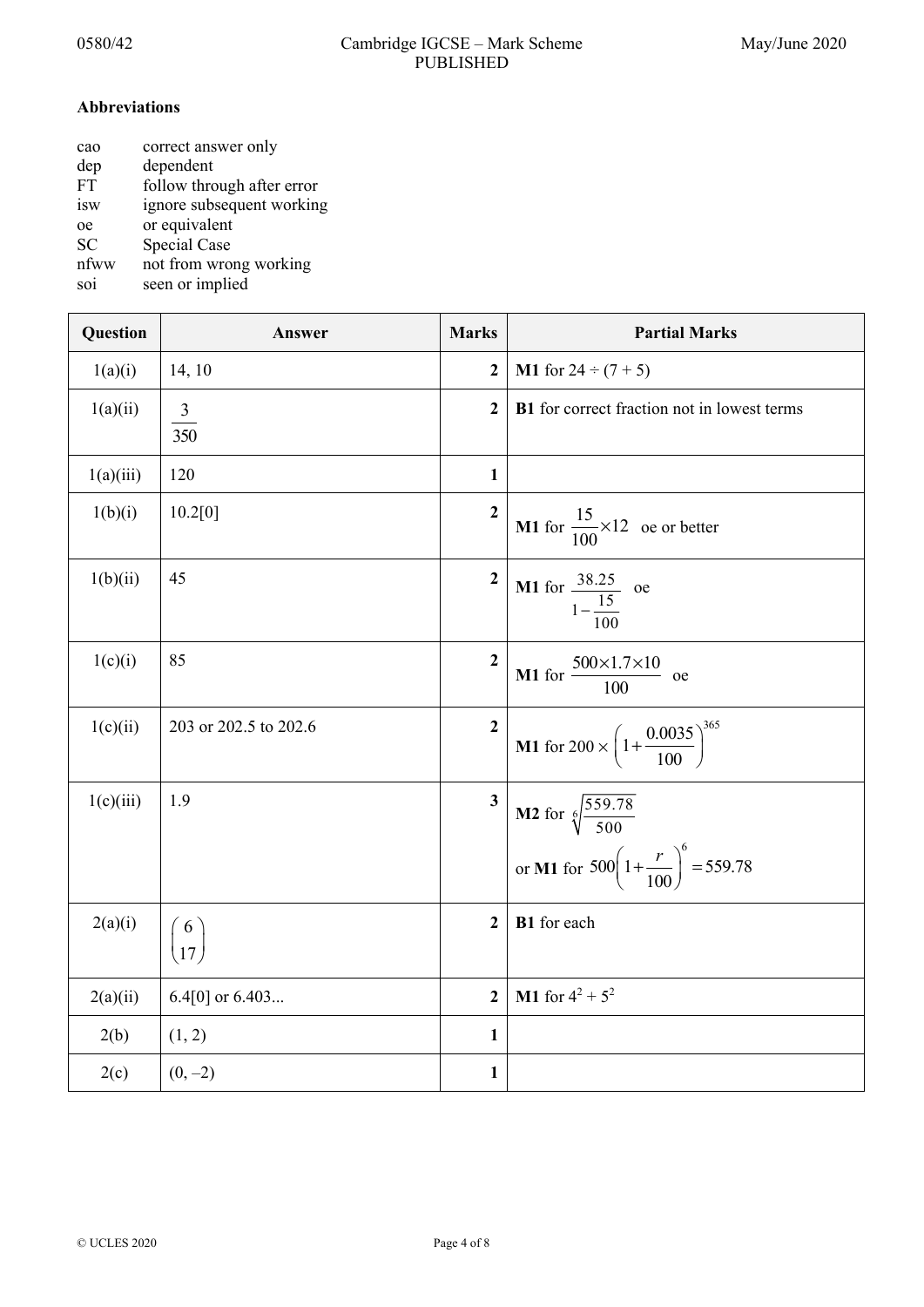**Abbreviations**

cao correct answer only
dep dependent
FT follow through after error
isw ignore subsequent working
oe or equivalent
SC Special Case
nfww not from wrong working
soi seen or implied

| Question | Answer | Marks | Partial Marks |
|---|---|---|---|
| 1(a)(i) | 14, 10 | 2 | **M1** for 24 ÷ (7 + 5) |
| 1(a)(ii) | $\frac{3}{350}$ | 2 | **B1** for correct fraction not in lowest terms |
| 1(a)(iii) | 120 | 1 | |
| 1(b)(i) | 10.2[0] | 2 | **M1** for $\frac{15}{100} \times 12$ oe or better |
| 1(b)(ii) | 45 | 2 | **M1** for $\frac{38.25}{1 - \frac{15}{100}}$ oe |
| 1(c)(i) | 85 | 2 | **M1** for $\frac{500 \times 1.7 \times 10}{100}$ oe |
| 1(c)(ii) | 203 or 202.5 to 202.6 | 2 | **M1** for $200 \times \left(1 + \frac{0.0035}{100}\right)^{365}$ |
| 1(c)(iii) | 1.9 | 3 | **M2** for $\sqrt[6]{\frac{559.78}{500}}$ <br> or **M1** for $500\left(1 + \frac{r}{100}\right)^6 = 559.78$ |
| 2(a)(i) | $\begin{pmatrix} 6 \\ 17 \end{pmatrix}$ | 2 | **B1** for each |
| 2(a)(ii) | 6.4[0] or 6.403... | 2 | **M1** for $4^2 + 5^2$ |
| 2(b) | (1, 2) | 1 | |
| 2(c) | (0, –2) | 1 | |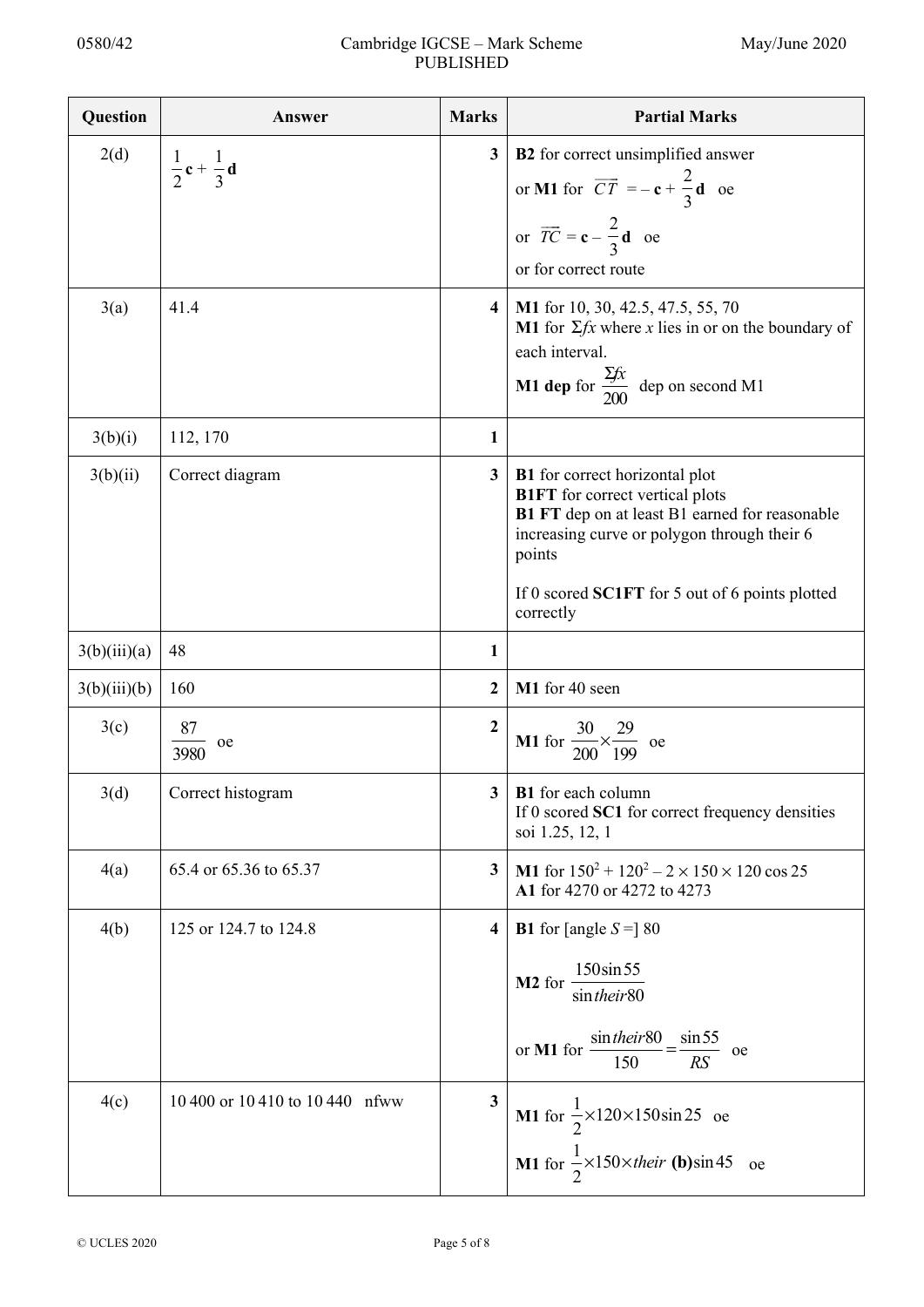| Question | Answer | Marks | Partial Marks |
|---|---|---|---|
| 2(d) | $\frac{1}{2}\mathbf{c} + \frac{1}{3}\mathbf{d}$ | 3 | **B2** for correct unsimplified answer<br>or **M1** for $\overrightarrow{CT} = -\mathbf{c} + \frac{2}{3}\mathbf{d}$ oe<br>or $\overrightarrow{TC} = \mathbf{c} - \frac{2}{3}\mathbf{d}$ oe<br>or for correct route |
| 3(a) | 41.4 | 4 | **M1** for 10, 30, 42.5, 47.5, 55, 70<br>**M1** for $\Sigma fx$ where $x$ lies in or on the boundary of each interval.<br>**M1 dep** for $\frac{\Sigma fx}{200}$ dep on second M1 |
| 3(b)(i) | 112, 170 | 1 | |
| 3(b)(ii) | Correct diagram | 3 | **B1** for correct horizontal plot<br>**B1FT** for correct vertical plots<br>**B1 FT** dep on at least B1 earned for reasonable increasing curve or polygon through their 6 points<br><br>If 0 scored **SC1FT** for 5 out of 6 points plotted correctly |
| 3(b)(iii)(a) | 48 | 1 | |
| 3(b)(iii)(b) | 160 | 2 | **M1** for 40 seen |
| 3(c) | $\frac{87}{3980}$ oe | 2 | **M1** for $\frac{30}{200} \times \frac{29}{199}$ oe |
| 3(d) | Correct histogram | 3 | **B1** for each column<br>If 0 scored **SC1** for correct frequency densities soi 1.25, 12, 1 |
| 4(a) | 65.4 or 65.36 to 65.37 | 3 | **M1** for $150^2 + 120^2 - 2 \times 150 \times 120 \cos 25$<br>**A1** for 4270 or 4272 to 4273 |
| 4(b) | 125 or 124.7 to 124.8 | 4 | **B1** for [angle $S$ =] 80<br><br>**M2** for $\frac{150 \sin 55}{\sin \textit{their} 80}$<br><br>or **M1** for $\frac{\sin \textit{their} 80}{150} = \frac{\sin 55}{RS}$ oe |
| 4(c) | 10 400 or 10 410 to 10 440 nfww | 3 | **M1** for $\frac{1}{2} \times 120 \times 150 \sin 25$ oe<br>**M1** for $\frac{1}{2} \times 150 \times \textit{their}$ **(b)** $\sin 45$ oe |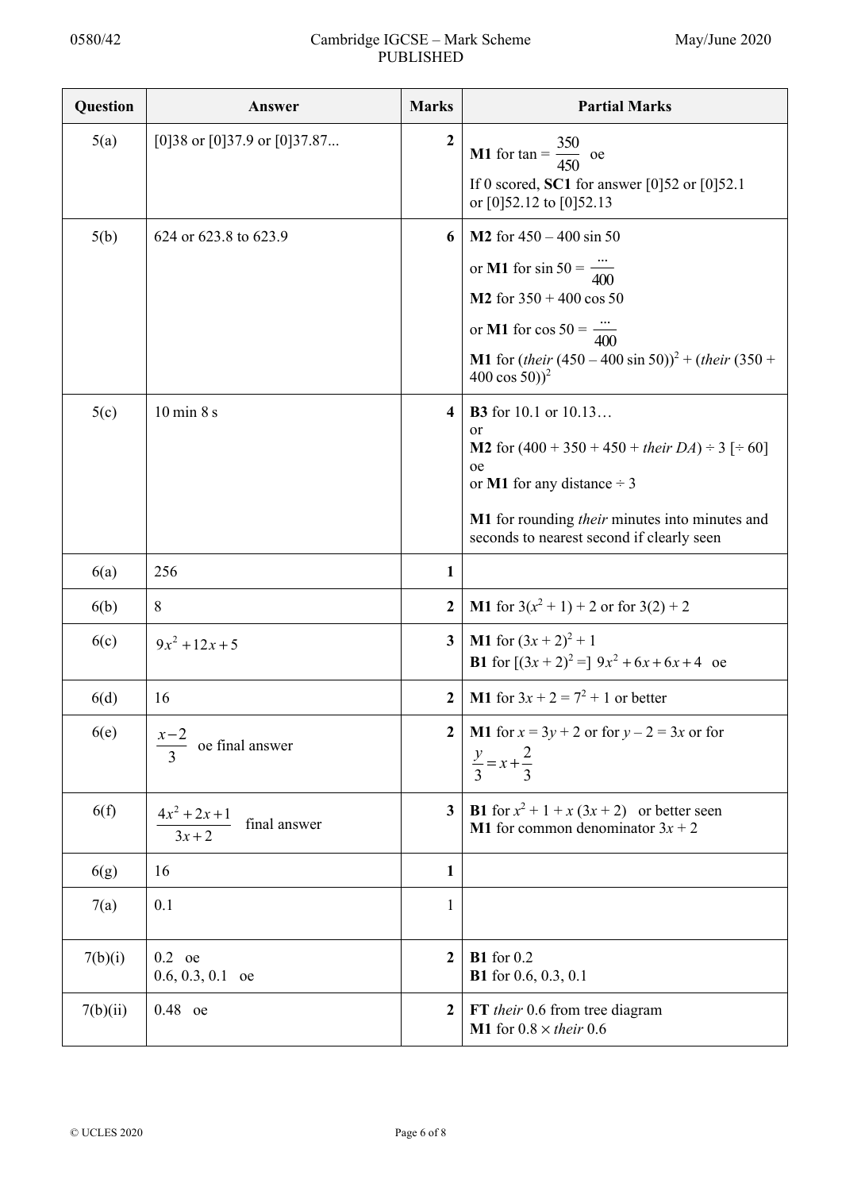| Question | Answer | Marks | Partial Marks |
|---|---|---|---|
| 5(a) | [0]38 or [0]37.9 or [0]37.87... | **2** | **M1** for tan = $\frac{350}{450}$ oe<br>If 0 scored, **SC1** for answer [0]52 or [0]52.1 or [0]52.12 to [0]52.13 |
| 5(b) | 624 or 623.8 to 623.9 | **6** | **M2** for 450 – 400 sin 50<br>or **M1** for sin 50 = $\frac{...}{400}$<br>**M2** for 350 + 400 cos 50<br>or **M1** for cos 50 = $\frac{...}{400}$<br>**M1** for (*their* (450 – 400 sin 50))$^2$ + (*their* (350 + 400 cos 50))$^2$ |
| 5(c) | 10 min 8 s | **4** | **B3** for 10.1 or 10.13…<br>or<br>**M2** for (400 + 350 + 450 + *their DA*) ÷ 3 [÷ 60] oe<br>or **M1** for any distance ÷ 3<br><br>**M1** for rounding *their* minutes into minutes and seconds to nearest second if clearly seen |
| 6(a) | 256 | **1** | |
| 6(b) | 8 | **2** | **M1** for $3(x^2 + 1) + 2$ or for 3(2) + 2 |
| 6(c) | $9x^2 + 12x + 5$ | **3** | **M1** for $(3x + 2)^2 + 1$<br>**B1** for [$(3x + 2)^2$ =] $9x^2 + 6x + 6x + 4$ oe |
| 6(d) | 16 | **2** | **M1** for $3x + 2 = 7^2 + 1$ or better |
| 6(e) | $\frac{x-2}{3}$ oe final answer | **2** | **M1** for $x = 3y + 2$ or for $y - 2 = 3x$ or for $\frac{y}{3} = x + \frac{2}{3}$ |
| 6(f) | $\frac{4x^2 + 2x + 1}{3x + 2}$ final answer | **3** | **B1** for $x^2 + 1 + x(3x + 2)$ or better seen<br>**M1** for common denominator $3x + 2$ |
| 6(g) | 16 | **1** | |
| 7(a) | 0.1 | 1 | |
| 7(b)(i) | 0.2 oe<br>0.6, 0.3, 0.1 oe | **2** | **B1** for 0.2<br>**B1** for 0.6, 0.3, 0.1 |
| 7(b)(ii) | 0.48 oe | **2** | **FT** *their* 0.6 from tree diagram<br>**M1** for 0.8 × *their* 0.6 |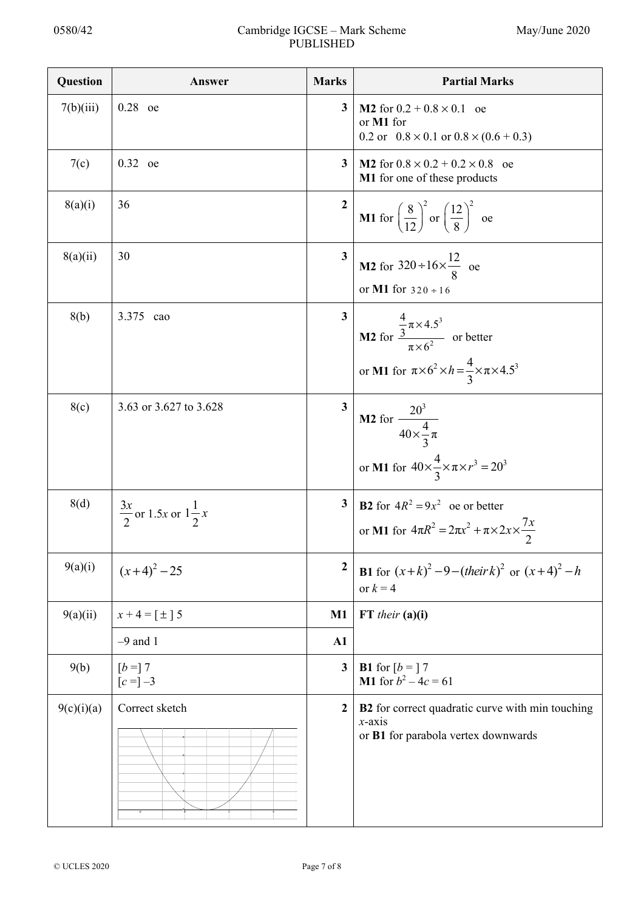| Question | Answer | Marks | Partial Marks |
|---|---|---|---|
| 7(b)(iii) | 0.28 oe | 3 | **M2** for $0.2 + 0.8 \times 0.1$ oe<br>or **M1** for<br>$0.2$ or $0.8 \times 0.1$ or $0.8 \times (0.6 + 0.3)$ |
| 7(c) | 0.32 oe | 3 | **M2** for $0.8 \times 0.2 + 0.2 \times 0.8$ oe<br>**M1** for one of these products |
| 8(a)(i) | 36 | 2 | **M1** for $\left(\frac{8}{12}\right)^2$ or $\left(\frac{12}{8}\right)^2$ oe |
| 8(a)(ii) | 30 | 3 | **M2** for $320 \div 16 \times \frac{12}{8}$ oe<br>or **M1** for $320 \div 16$ |
| 8(b) | 3.375 cao | 3 | **M2** for $\dfrac{\frac{4}{3}\pi \times 4.5^3}{\pi \times 6^2}$ or better<br>or **M1** for $\pi \times 6^2 \times h = \frac{4}{3} \times \pi \times 4.5^3$ |
| 8(c) | 3.63 or 3.627 to 3.628 | 3 | **M2** for $\dfrac{20^3}{40 \times \frac{4}{3}\pi}$<br>or **M1** for $40 \times \frac{4}{3} \times \pi \times r^3 = 20^3$ |
| 8(d) | $\frac{3x}{2}$ or $1.5x$ or $1\frac{1}{2}x$ | 3 | **B2** for $4R^2 = 9x^2$ oe or better<br>or **M1** for $4\pi R^2 = 2\pi x^2 + \pi \times 2x \times \frac{7x}{2}$ |
| 9(a)(i) | $(x+4)^2 - 25$ | 2 | **B1** for $(x+k)^2 - 9 - (\textit{their}\, k)^2$ or $(x+4)^2 - h$<br>or $k = 4$ |
| 9(a)(ii) | $x + 4 = [\pm]\ 5$ | M1 | **FT** *their* **(a)(i)** |
| | $-9$ and $1$ | A1 | |
| 9(b) | $[b =]\ 7$<br>$[c =]\ -3$ | 3 | **B1** for $[b =]\ 7$<br>**M1** for $b^2 - 4c = 61$ |
| 9(c)(i)(a) | Correct sketch | 2 | **B2** for correct quadratic curve with min touching $x$-axis<br>or **B1** for parabola vertex downwards |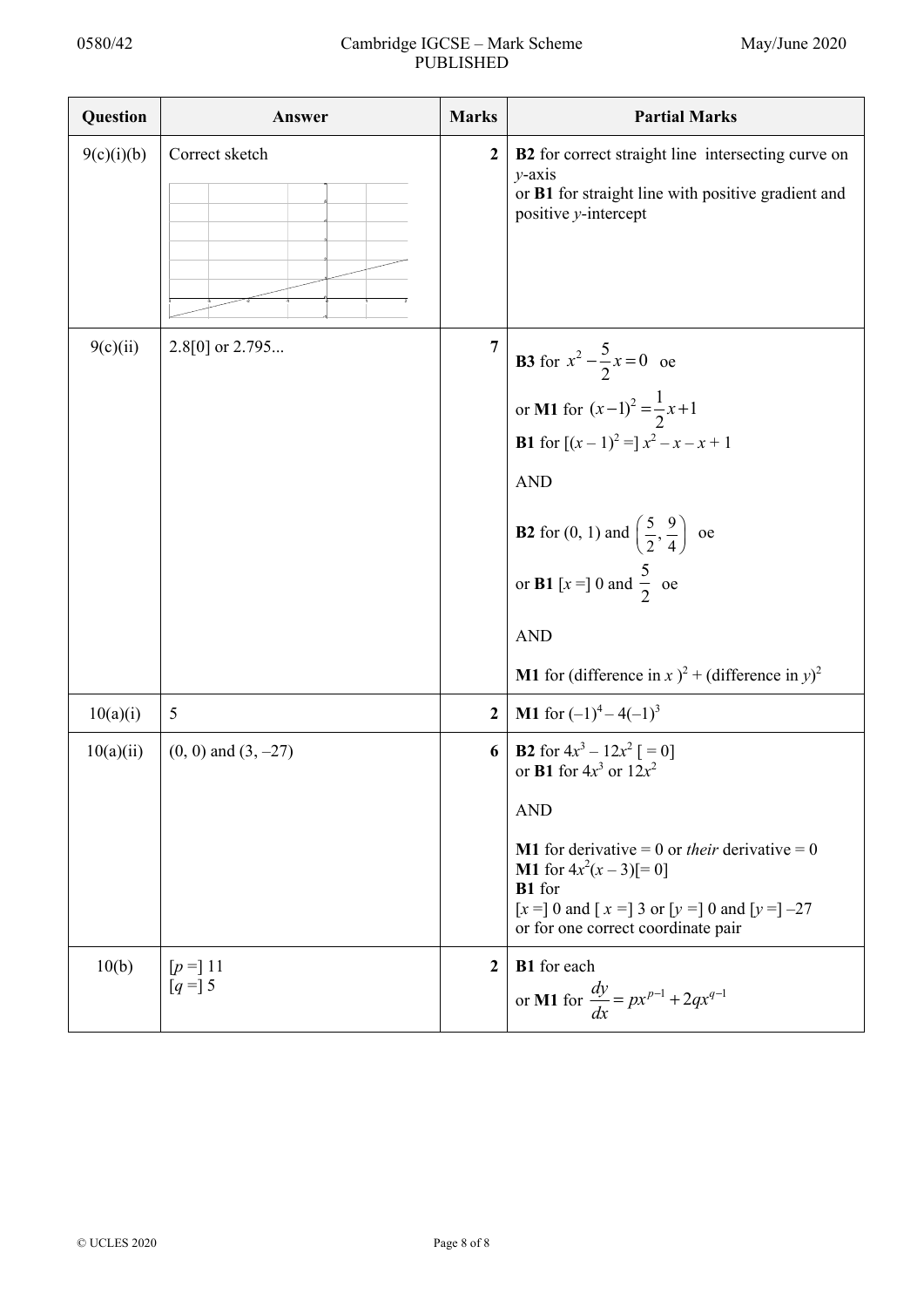| Question | Answer | Marks | Partial Marks |
|---|---|---|---|
| 9(c)(i)(b) | Correct sketch | 2 | **B2** for correct straight line intersecting curve on $y$-axis<br>or **B1** for straight line with positive gradient and positive $y$-intercept |
| 9(c)(ii) | 2.8[0] or 2.795... | 7 | **B3** for $x^2 - \frac{5}{2}x = 0$ oe<br>or **M1** for $(x-1)^2 = \frac{1}{2}x + 1$<br>**B1** for $[(x-1)^2 =]\ x^2 - x - x + 1$<br><br>AND<br><br>**B2** for (0, 1) and $\left(\frac{5}{2}, \frac{9}{4}\right)$ oe<br>or **B1** [$x$ =] 0 and $\frac{5}{2}$ oe<br><br>AND<br><br>**M1** for (difference in $x$ )$^2$ + (difference in $y$)$^2$ |
| 10(a)(i) | 5 | 2 | **M1** for $(-1)^4 - 4(-1)^3$ |
| 10(a)(ii) | (0, 0) and (3, –27) | 6 | **B2** for $4x^3 - 12x^2$ [ = 0]<br>or **B1** for $4x^3$ or $12x^2$<br><br>AND<br><br>**M1** for derivative = 0 or *their* derivative = 0<br>**M1** for $4x^2(x-3)$[= 0]<br>**B1** for<br>[$x$ =] 0 and [ $x$ =] 3 or [$y$ =] 0 and [$y$ =] –27<br>or for one correct coordinate pair |
| 10(b) | [$p$ =] 11<br>[$q$ =] 5 | 2 | **B1** for each<br>or **M1** for $\frac{dy}{dx} = px^{p-1} + 2qx^{q-1}$ |